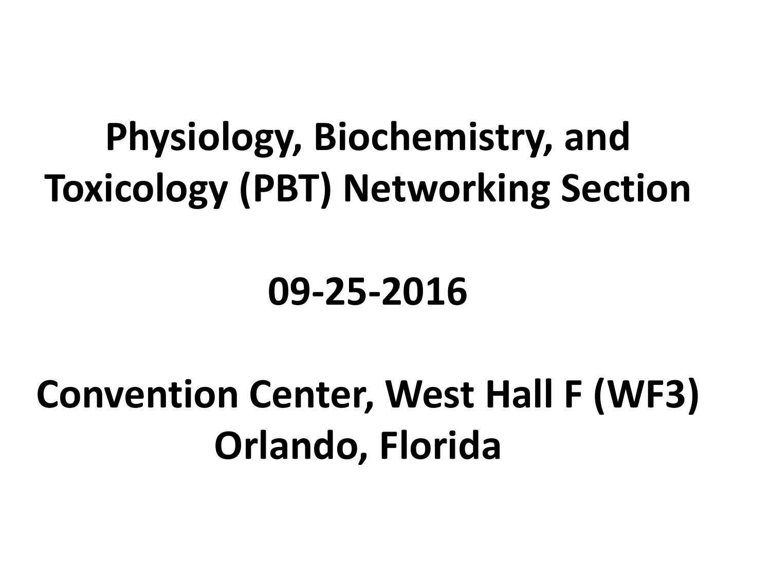# Physiology, Biochemistry, and Toxicology (PBT) Networking Section

**09-25-2016**

**Convention Center, West Hall F (WF3)**
**Orlando, Florida**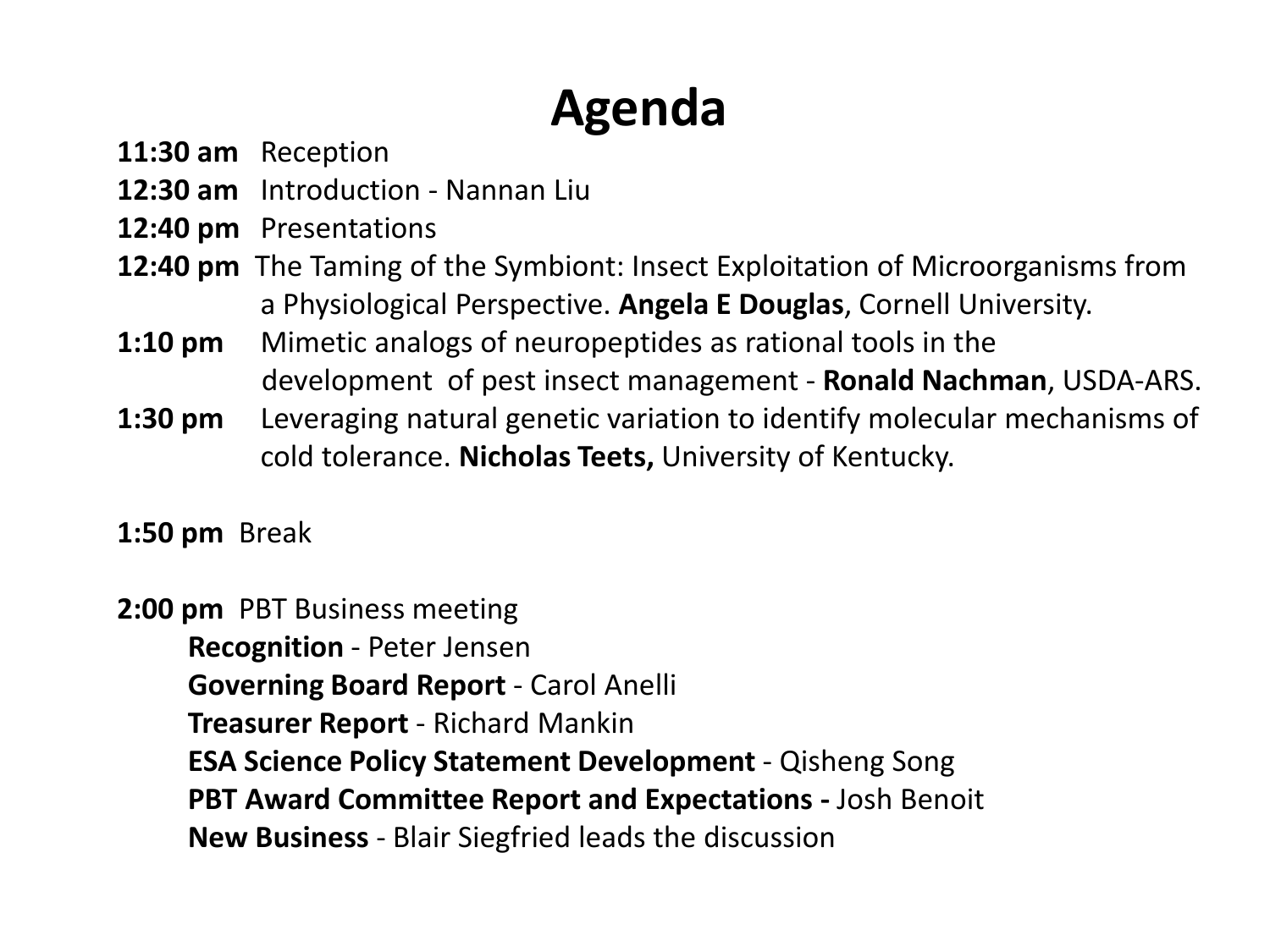# Agenda

**11:30 am** Reception

**12:30 am** Introduction - Nannan Liu

**12:40 pm** Presentations

**12:40 pm** The Taming of the Symbiont: Insect Exploitation of Microorganisms from a Physiological Perspective. **Angela E Douglas**, Cornell University.

**1:10 pm** Mimetic analogs of neuropeptides as rational tools in the development of pest insect management - **Ronald Nachman**, USDA-ARS.

**1:30 pm** Leveraging natural genetic variation to identify molecular mechanisms of cold tolerance. **Nicholas Teets,** University of Kentucky.

**1:50 pm** Break

**2:00 pm** PBT Business meeting

- **Recognition** - Peter Jensen
- **Governing Board Report** - Carol Anelli
- **Treasurer Report** - Richard Mankin
- **ESA Science Policy Statement Development** - Qisheng Song
- **PBT Award Committee Report and Expectations -** Josh Benoit
- **New Business** - Blair Siegfried leads the discussion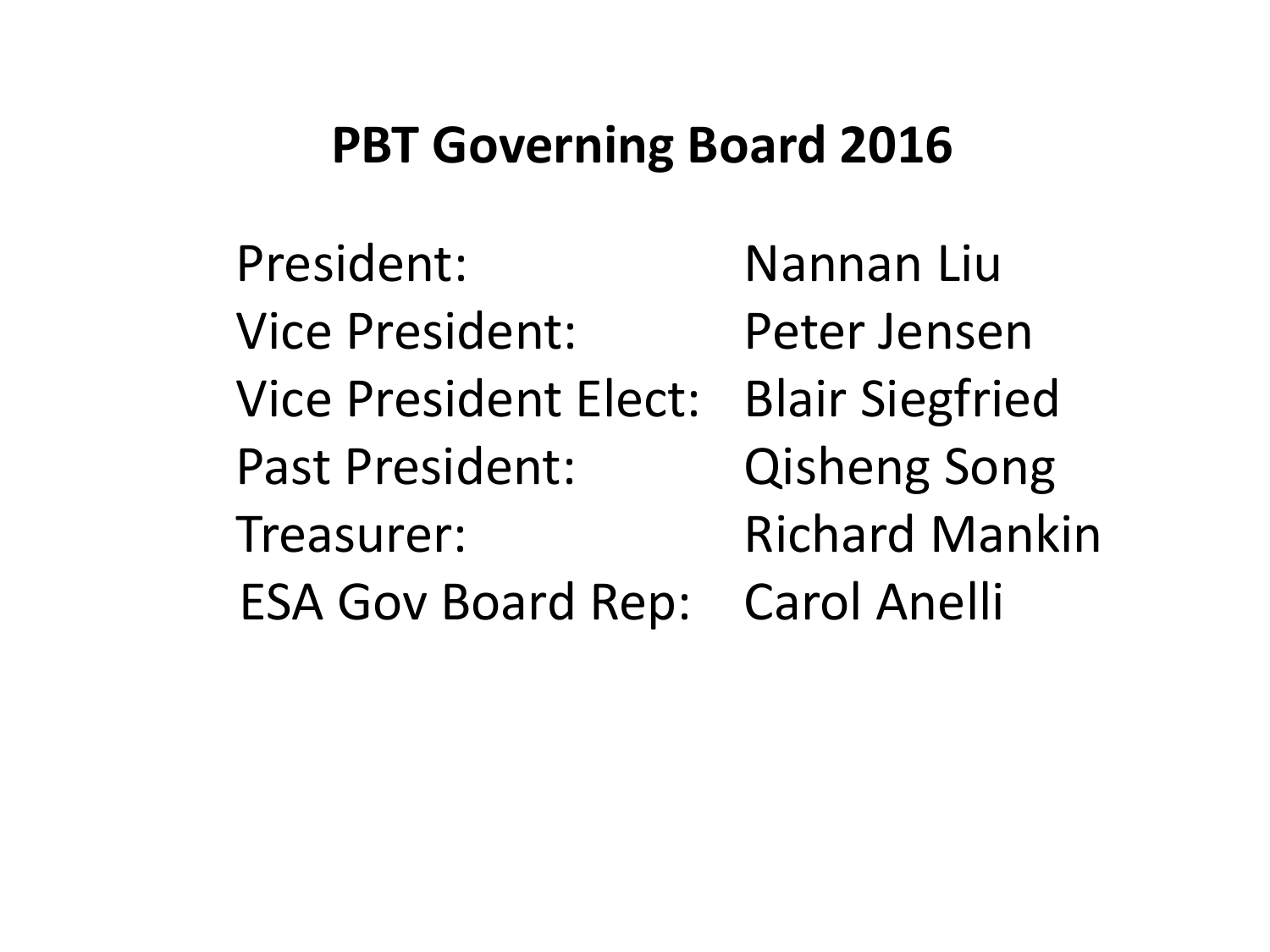# PBT Governing Board 2016

| | |
|---|---|
| President: | Nannan Liu |
| Vice President: | Peter Jensen |
| Vice President Elect: | Blair Siegfried |
| Past President: | Qisheng Song |
| Treasurer: | Richard Mankin |
| ESA Gov Board Rep: | Carol Anelli |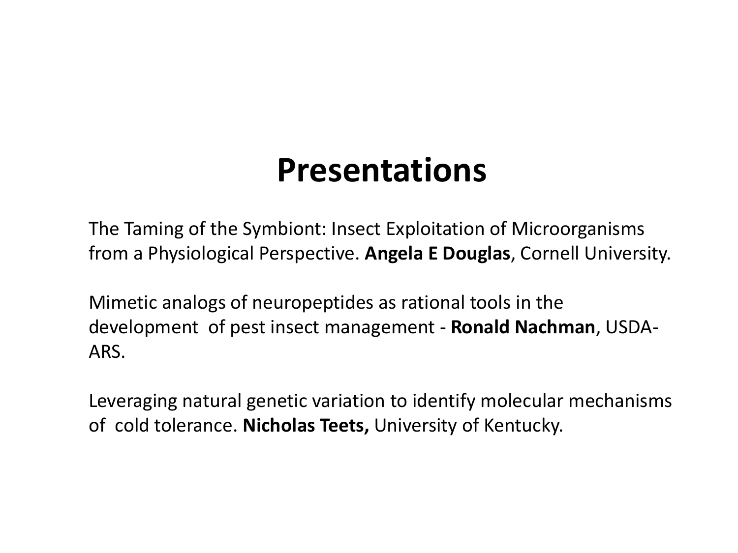# Presentations

The Taming of the Symbiont: Insect Exploitation of Microorganisms from a Physiological Perspective. **Angela E Douglas**, Cornell University.

Mimetic analogs of neuropeptides as rational tools in the development of pest insect management - **Ronald Nachman**, USDA-ARS.

Leveraging natural genetic variation to identify molecular mechanisms of cold tolerance. **Nicholas Teets,** University of Kentucky.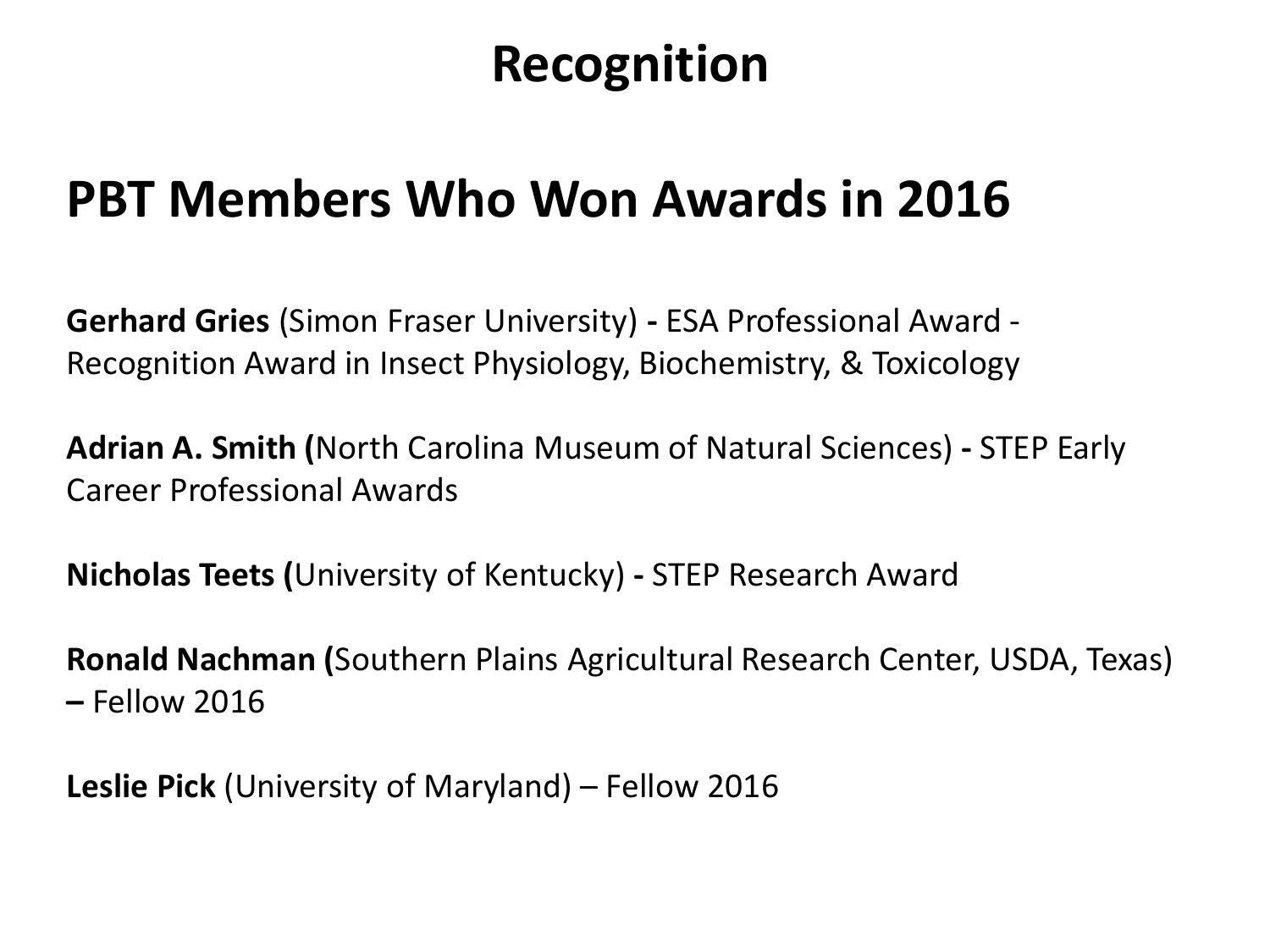# Recognition

## PBT Members Who Won Awards in 2016

**Gerhard Gries** (Simon Fraser University) **-** ESA Professional Award - Recognition Award in Insect Physiology, Biochemistry, & Toxicology

**Adrian A. Smith (**North Carolina Museum of Natural Sciences) **-** STEP Early Career Professional Awards

**Nicholas Teets (**University of Kentucky) **-** STEP Research Award

**Ronald Nachman (**Southern Plains Agricultural Research Center, USDA, Texas) **–** Fellow 2016

**Leslie Pick** (University of Maryland) – Fellow 2016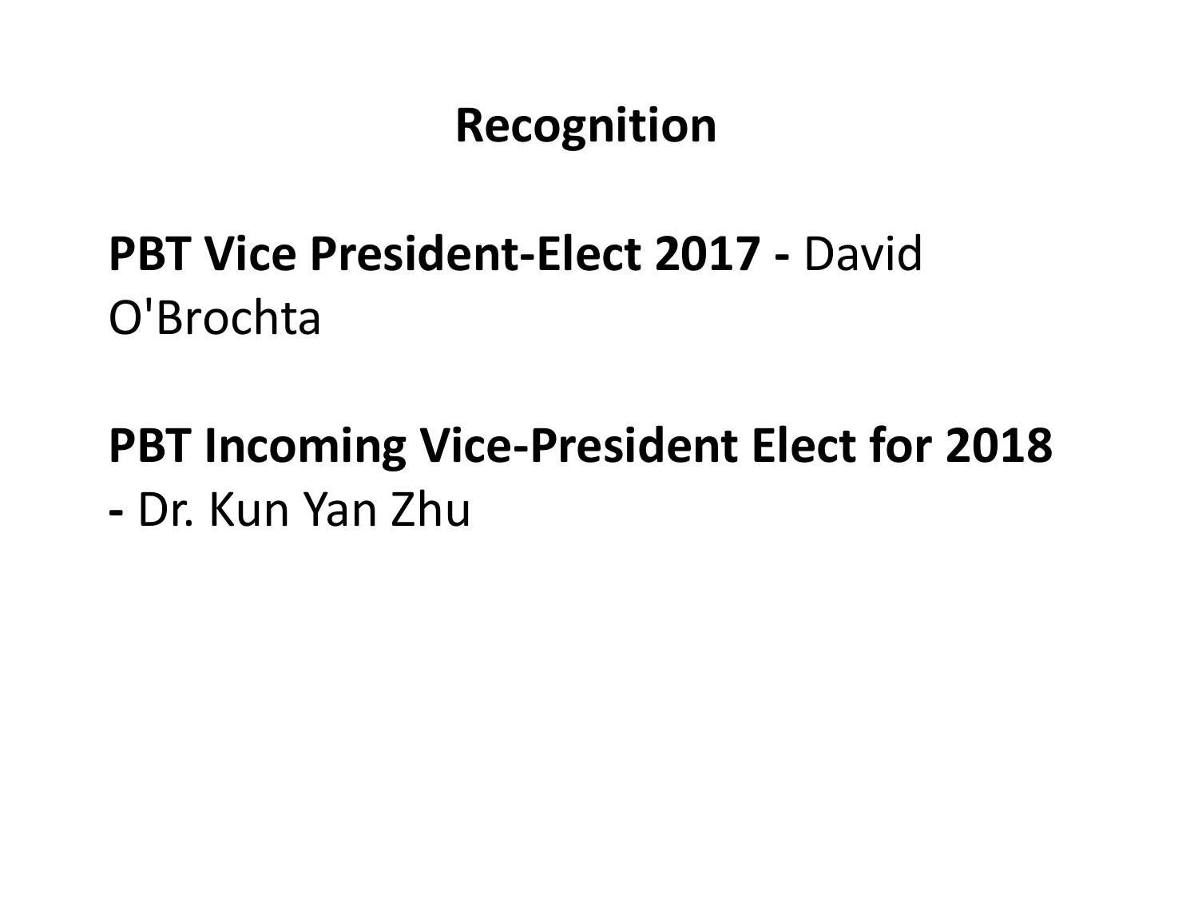# Recognition

**PBT Vice President-Elect 2017 -** David O'Brochta

**PBT Incoming Vice-President Elect for 2018 -** Dr. Kun Yan Zhu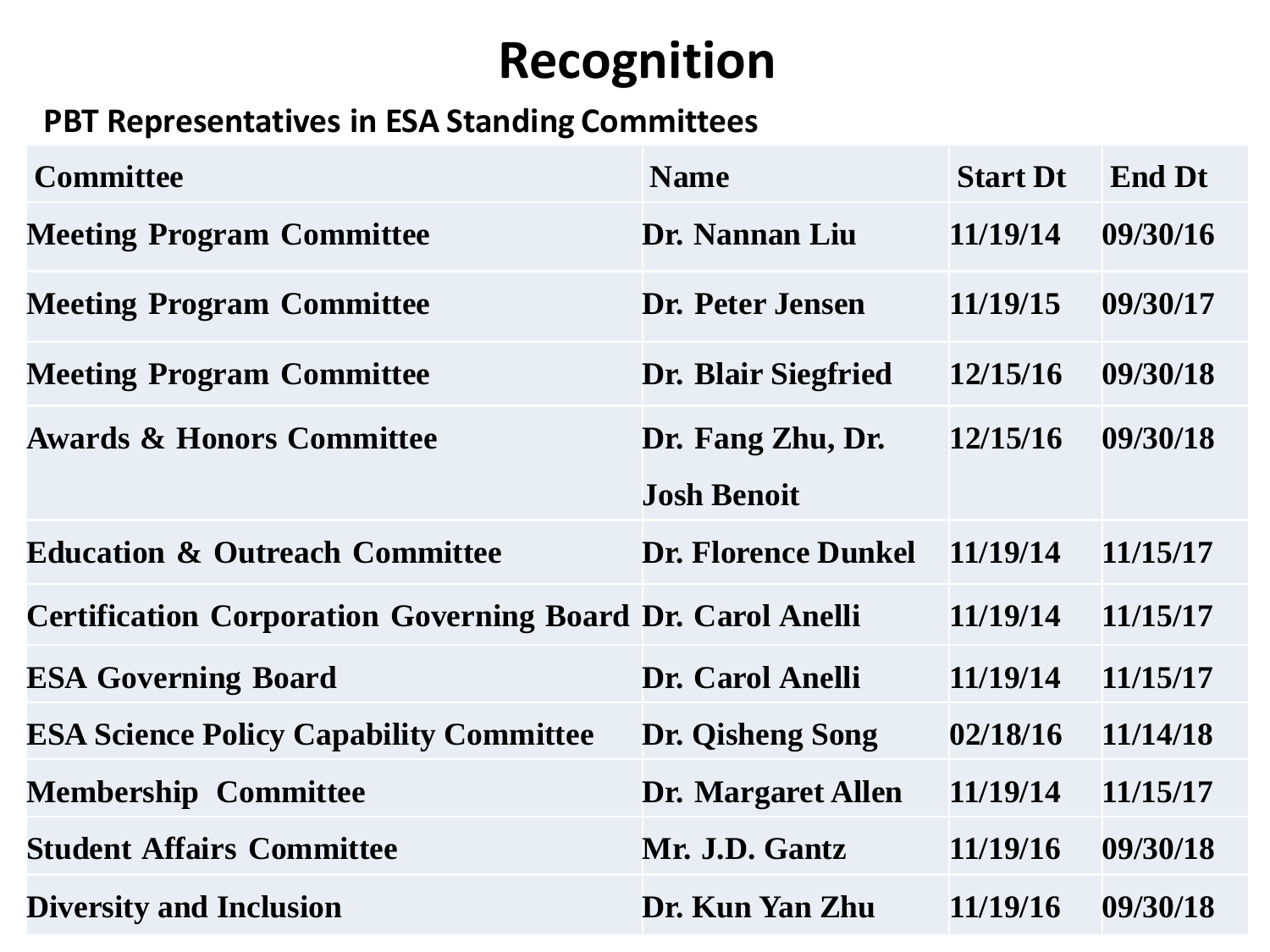# Recognition

## PBT Representatives in ESA Standing Committees

| Committee | Name | Start Dt | End Dt |
|---|---|---|---|
| Meeting Program Committee | Dr. Nannan Liu | 11/19/14 | 09/30/16 |
| Meeting Program Committee | Dr. Peter Jensen | 11/19/15 | 09/30/17 |
| Meeting Program Committee | Dr. Blair Siegfried | 12/15/16 | 09/30/18 |
| Awards & Honors Committee | Dr. Fang Zhu, Dr. Josh Benoit | 12/15/16 | 09/30/18 |
| Education & Outreach Committee | Dr. Florence Dunkel | 11/19/14 | 11/15/17 |
| Certification Corporation Governing Board | Dr. Carol Anelli | 11/19/14 | 11/15/17 |
| ESA Governing Board | Dr. Carol Anelli | 11/19/14 | 11/15/17 |
| ESA Science Policy Capability Committee | Dr. Qisheng Song | 02/18/16 | 11/14/18 |
| Membership Committee | Dr. Margaret Allen | 11/19/14 | 11/15/17 |
| Student Affairs Committee | Mr. J.D. Gantz | 11/19/16 | 09/30/18 |
| Diversity and Inclusion | Dr. Kun Yan Zhu | 11/19/16 | 09/30/18 |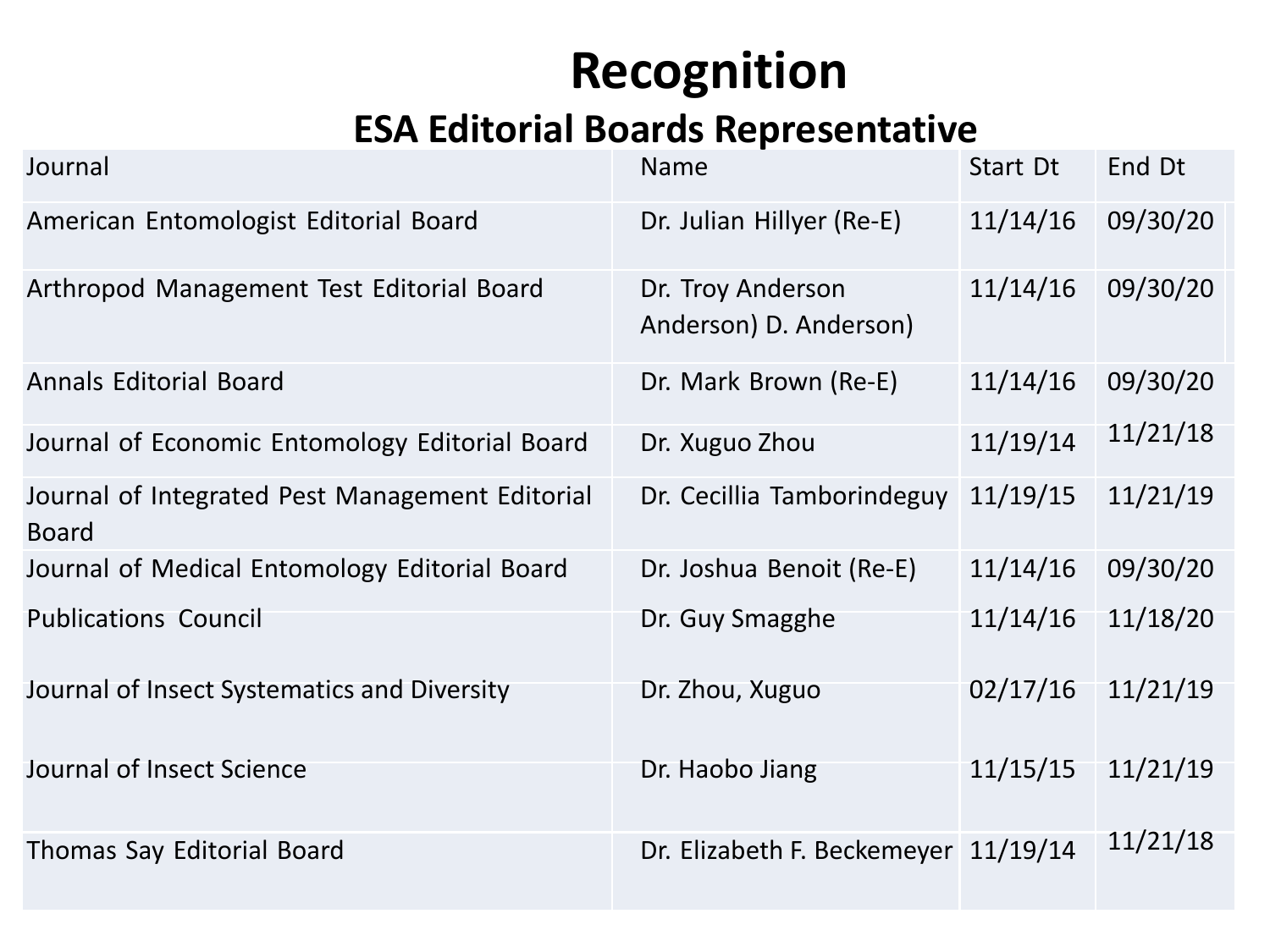# Recognition

## ESA Editorial Boards Representative

| Journal | Name | Start Dt | End Dt |
|---|---|---|---|
| American Entomologist Editorial Board | Dr. Julian Hillyer (Re-E) | 11/14/16 | 09/30/20 |
| Arthropod Management Test Editorial Board | Dr. Troy Anderson Anderson) D. Anderson) | 11/14/16 | 09/30/20 |
| Annals Editorial Board | Dr. Mark Brown (Re-E) | 11/14/16 | 09/30/20 |
| Journal of Economic Entomology Editorial Board | Dr. Xuguo Zhou | 11/19/14 | 11/21/18 |
| Journal of Integrated Pest Management Editorial Board | Dr. Cecillia Tamborindeguy | 11/19/15 | 11/21/19 |
| Journal of Medical Entomology Editorial Board | Dr. Joshua Benoit (Re-E) | 11/14/16 | 09/30/20 |
| Publications Council | Dr. Guy Smagghe | 11/14/16 | 11/18/20 |
| Journal of Insect Systematics and Diversity | Dr. Zhou, Xuguo | 02/17/16 | 11/21/19 |
| Journal of Insect Science | Dr. Haobo Jiang | 11/15/15 | 11/21/19 |
| Thomas Say Editorial Board | Dr. Elizabeth F. Beckemeyer | 11/19/14 | 11/21/18 |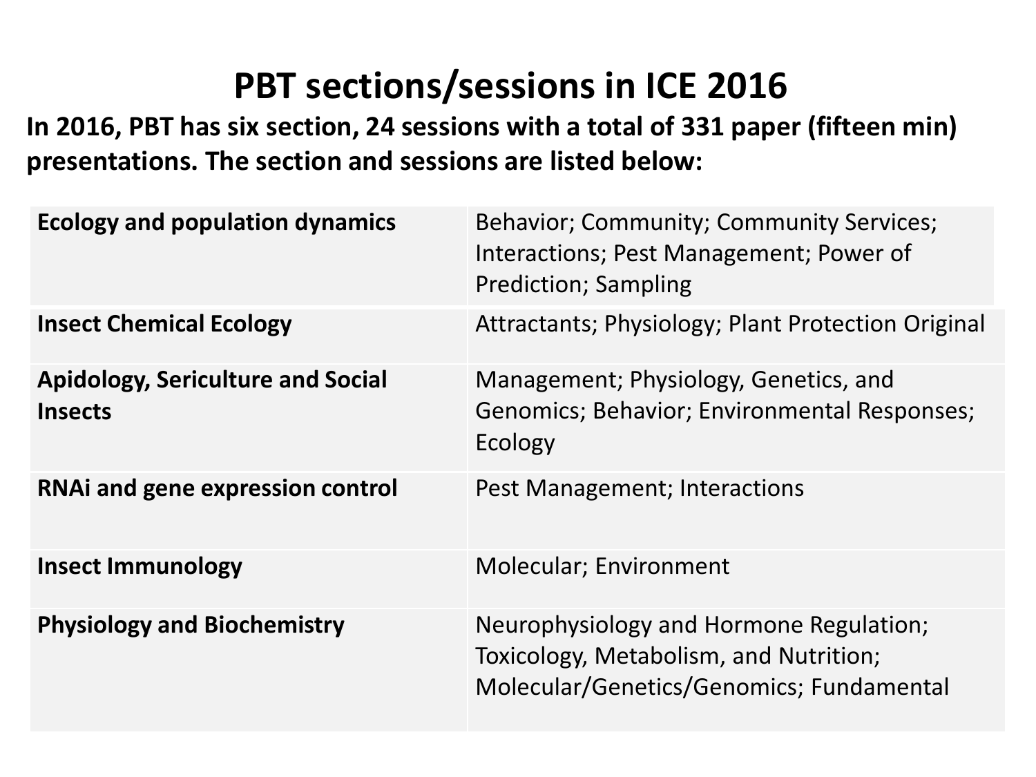# PBT sections/sessions in ICE 2016

**In 2016, PBT has six section, 24 sessions with a total of 331 paper (fifteen min) presentations. The section and sessions are listed below:**

| | |
|---|---|
| **Ecology and population dynamics** | Behavior; Community; Community Services; Interactions; Pest Management; Power of Prediction; Sampling |
| **Insect Chemical Ecology** | Attractants; Physiology; Plant Protection Original |
| **Apidology, Sericulture and Social Insects** | Management; Physiology, Genetics, and Genomics; Behavior; Environmental Responses; Ecology |
| **RNAi and gene expression control** | Pest Management; Interactions |
| **Insect Immunology** | Molecular; Environment |
| **Physiology and Biochemistry** | Neurophysiology and Hormone Regulation; Toxicology, Metabolism, and Nutrition; Molecular/Genetics/Genomics; Fundamental |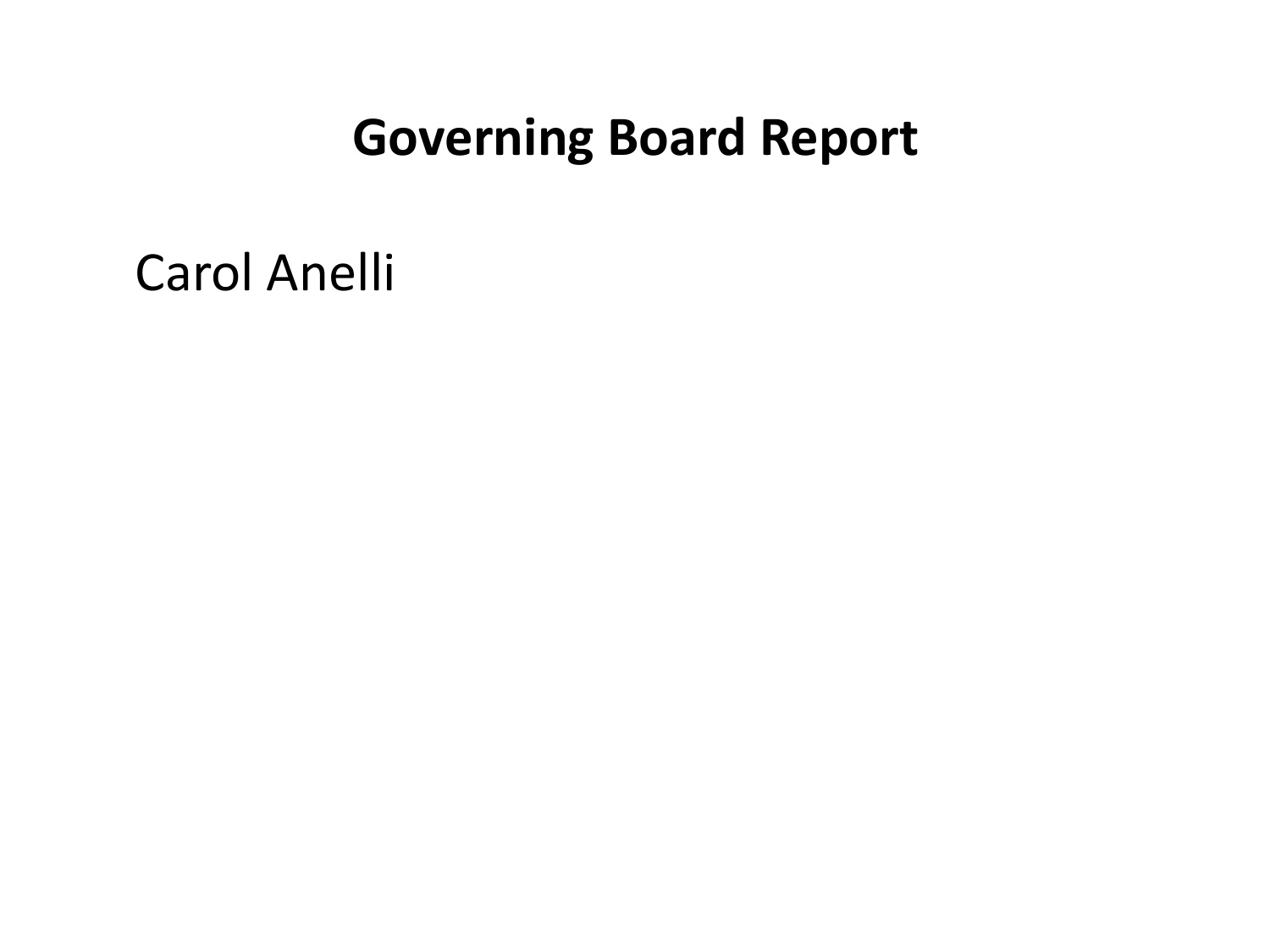# Governing Board Report

Carol Anelli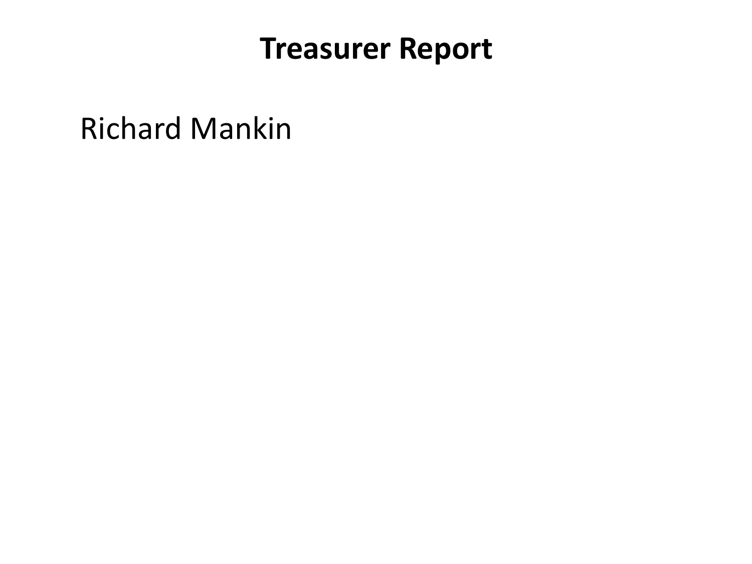# Treasurer Report

Richard Mankin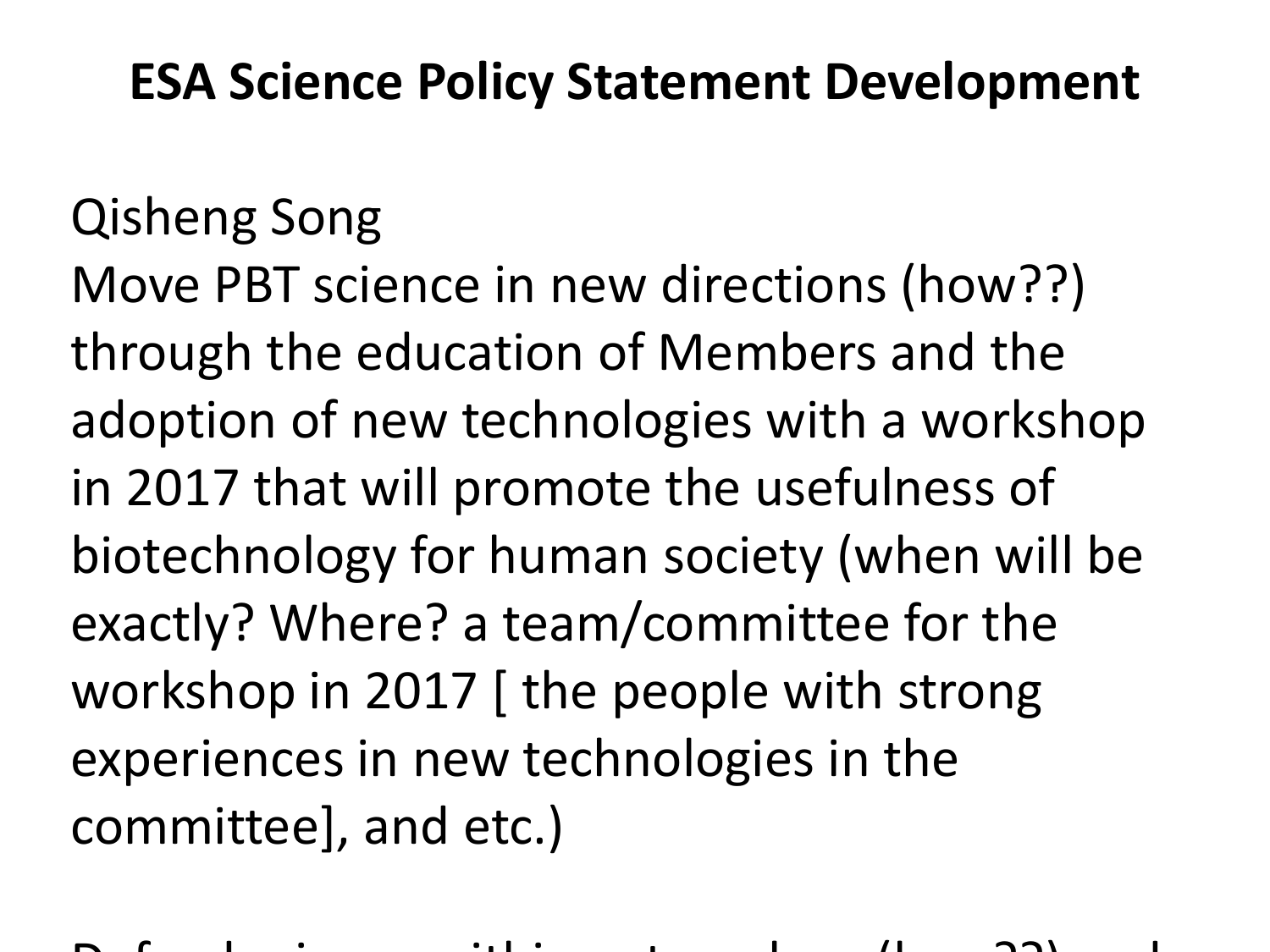# ESA Science Policy Statement Development

Qisheng Song
Move PBT science in new directions (how??) through the education of Members and the adoption of new technologies with a workshop in 2017 that will promote the usefulness of biotechnology for human society (when will be exactly? Where? a team/committee for the workshop in 2017 [ the people with strong experiences in new technologies in the committee], and etc.)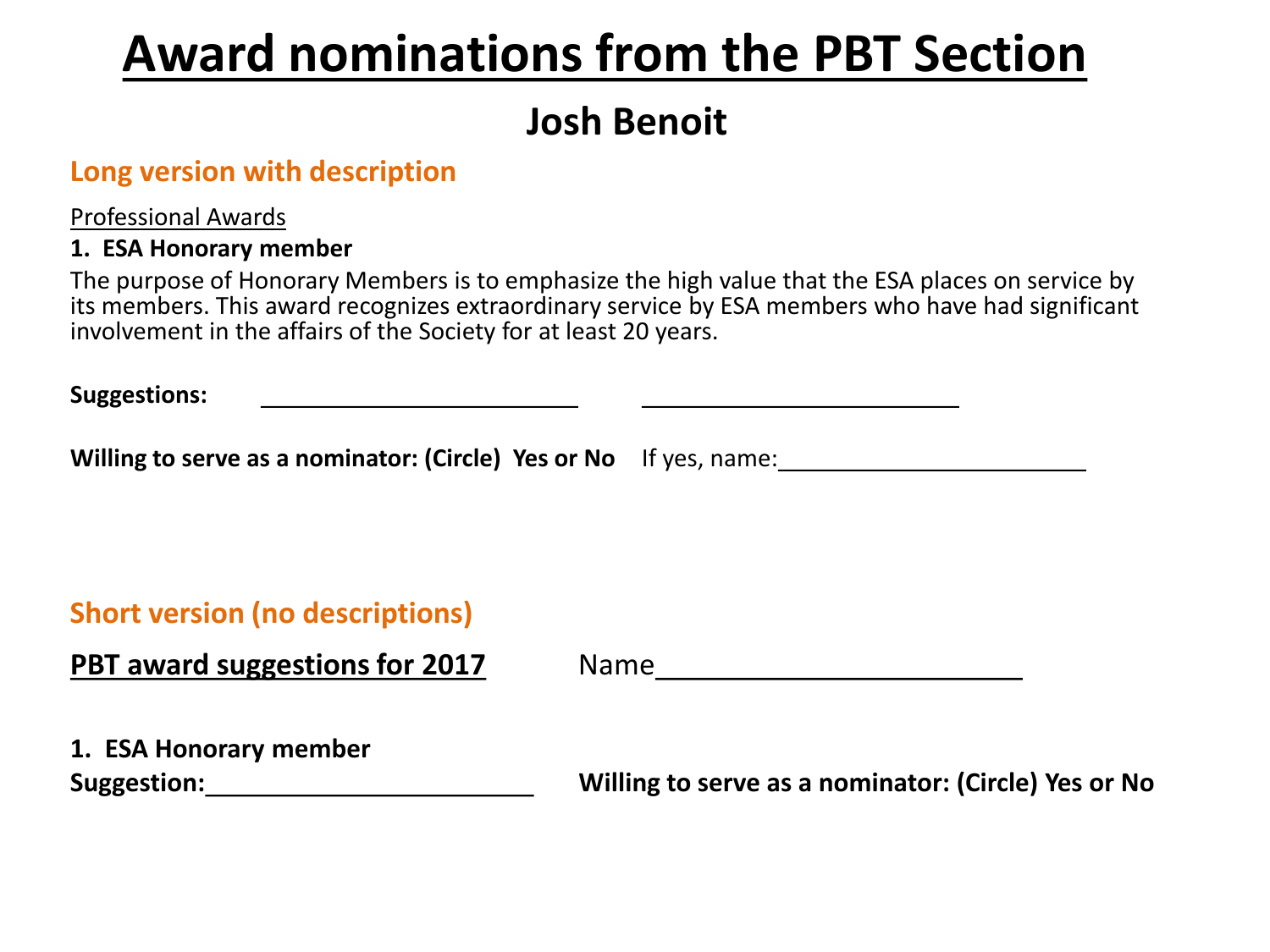# Award nominations from the PBT Section

## Josh Benoit

### Long version with description

Professional Awards

**1. ESA Honorary member**

The purpose of Honorary Members is to emphasize the high value that the ESA places on service by its members. This award recognizes extraordinary service by ESA members who have had significant involvement in the affairs of the Society for at least 20 years.

**Suggestions:** ________________________ ________________________

**Willing to serve as a nominator: (Circle) Yes or No** If yes, name:________________________

### Short version (no descriptions)

**PBT award suggestions for 2017** Name________________________

**1. ESA Honorary member**

**Suggestion:**________________________ **Willing to serve as a nominator: (Circle) Yes or No**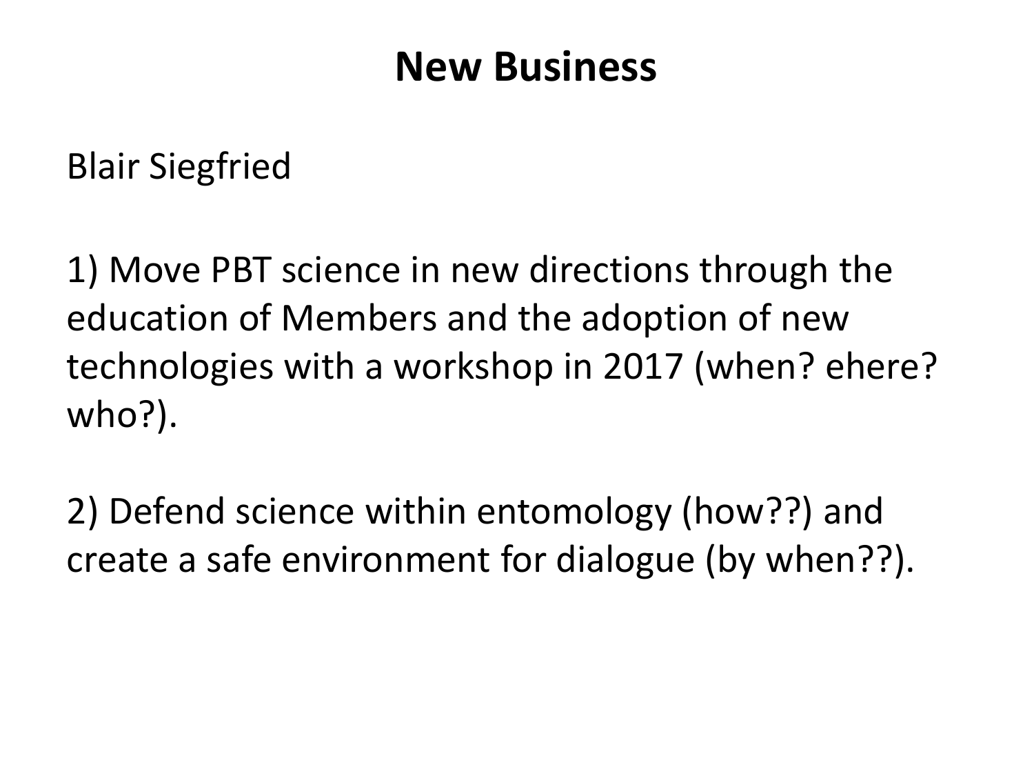# New Business

Blair Siegfried

1) Move PBT science in new directions through the education of Members and the adoption of new technologies with a workshop in 2017 (when? ehere? who?).

2) Defend science within entomology (how??) and create a safe environment for dialogue (by when??).